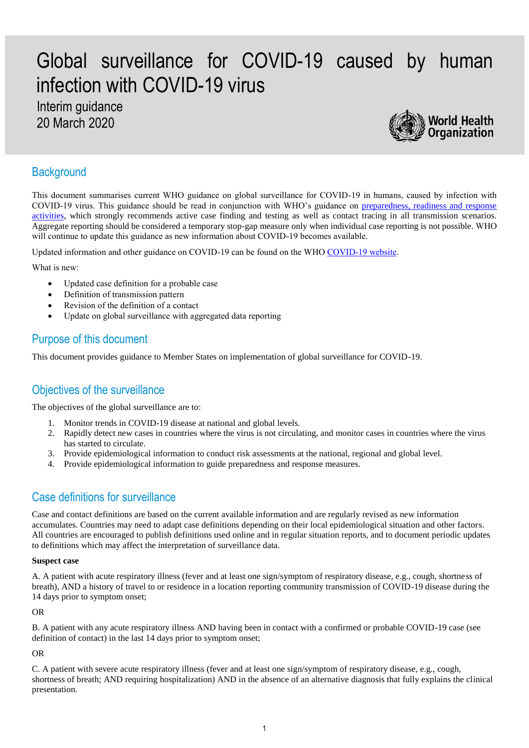# Global surveillance for COVID-19 caused by human infection with COVID-19 virus

Interim guidance
20 March 2020

World Health Organization

## Background

This document summarises current WHO guidance on global surveillance for COVID-19 in humans, caused by infection with COVID-19 virus. This guidance should be read in conjunction with WHO's guidance on preparedness, readiness and response activities, which strongly recommends active case finding and testing as well as contact tracing in all transmission scenarios. Aggregate reporting should be considered a temporary stop-gap measure only when individual case reporting is not possible. WHO will continue to update this guidance as new information about COVID-19 becomes available.

Updated information and other guidance on COVID-19 can be found on the WHO COVID-19 website.

What is new:

- Updated case definition for a probable case
- Definition of transmission pattern
- Revision of the definition of a contact
- Update on global surveillance with aggregated data reporting

## Purpose of this document

This document provides guidance to Member States on implementation of global surveillance for COVID-19.

## Objectives of the surveillance

The objectives of the global surveillance are to:

1. Monitor trends in COVID-19 disease at national and global levels.
2. Rapidly detect new cases in countries where the virus is not circulating, and monitor cases in countries where the virus has started to circulate.
3. Provide epidemiological information to conduct risk assessments at the national, regional and global level.
4. Provide epidemiological information to guide preparedness and response measures.

## Case definitions for surveillance

Case and contact definitions are based on the current available information and are regularly revised as new information accumulates. Countries may need to adapt case definitions depending on their local epidemiological situation and other factors. All countries are encouraged to publish definitions used online and in regular situation reports, and to document periodic updates to definitions which may affect the interpretation of surveillance data.

**Suspect case**

A. A patient with acute respiratory illness (fever and at least one sign/symptom of respiratory disease, e.g., cough, shortness of breath), AND a history of travel to or residence in a location reporting community transmission of COVID-19 disease during the 14 days prior to symptom onset;

OR

B. A patient with any acute respiratory illness AND having been in contact with a confirmed or probable COVID-19 case (see definition of contact) in the last 14 days prior to symptom onset;

OR

C. A patient with severe acute respiratory illness (fever and at least one sign/symptom of respiratory disease, e.g., cough, shortness of breath; AND requiring hospitalization) AND in the absence of an alternative diagnosis that fully explains the clinical presentation.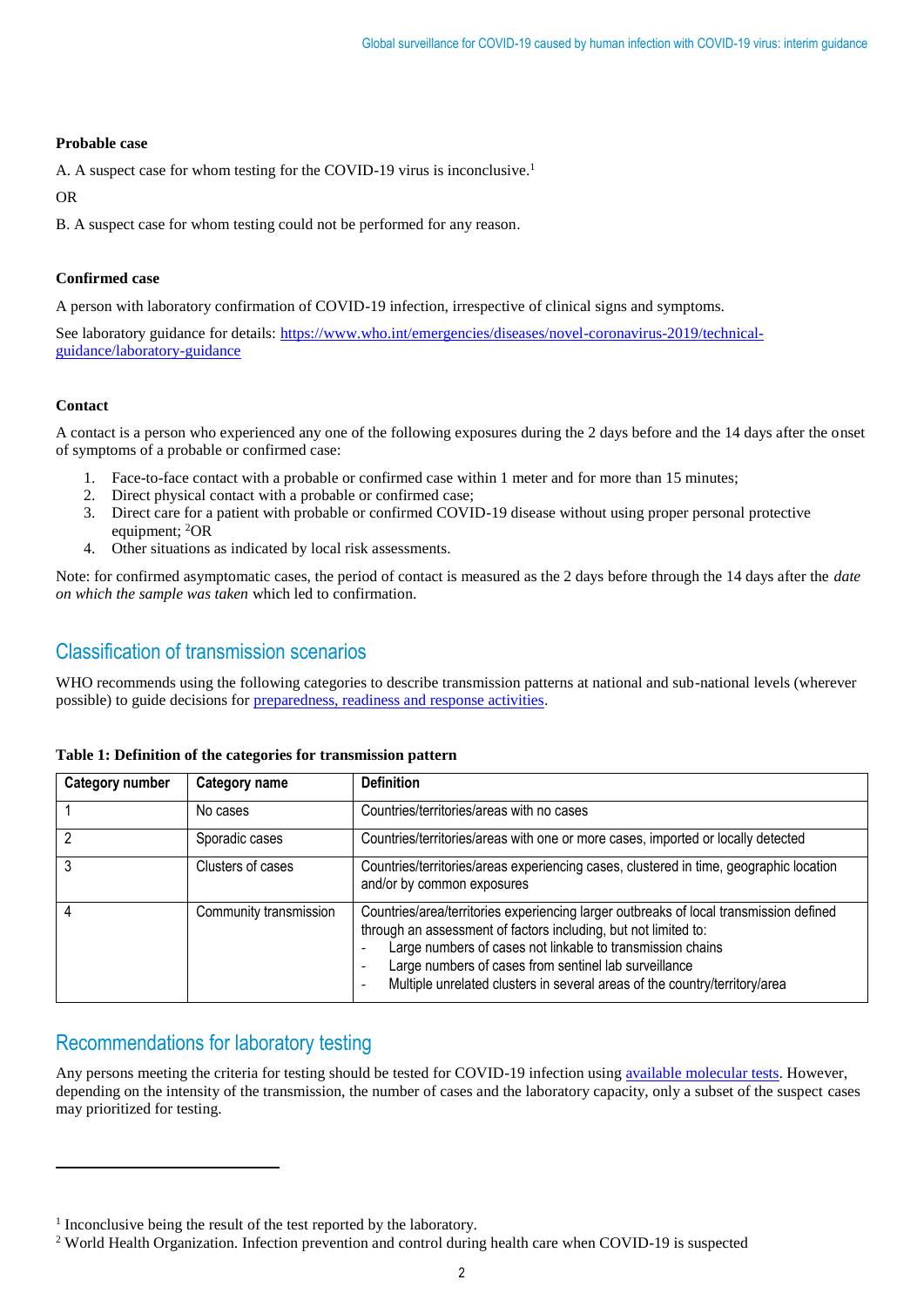**Probable case**

A. A suspect case for whom testing for the COVID-19 virus is inconclusive.[1]

OR

B. A suspect case for whom testing could not be performed for any reason.

**Confirmed case**

A person with laboratory confirmation of COVID-19 infection, irrespective of clinical signs and symptoms.

See laboratory guidance for details: https://www.who.int/emergencies/diseases/novel-coronavirus-2019/technical-guidance/laboratory-guidance

**Contact**

A contact is a person who experienced any one of the following exposures during the 2 days before and the 14 days after the onset of symptoms of a probable or confirmed case:

1. Face-to-face contact with a probable or confirmed case within 1 meter and for more than 15 minutes;
2. Direct physical contact with a probable or confirmed case;
3. Direct care for a patient with probable or confirmed COVID-19 disease without using proper personal protective equipment; [2]OR
4. Other situations as indicated by local risk assessments.

Note: for confirmed asymptomatic cases, the period of contact is measured as the 2 days before through the 14 days after the *date on which the sample was taken* which led to confirmation.

## Classification of transmission scenarios

WHO recommends using the following categories to describe transmission patterns at national and sub-national levels (wherever possible) to guide decisions for preparedness, readiness and response activities.

**Table 1: Definition of the categories for transmission pattern**

| Category number | Category name | Definition |
|---|---|---|
| 1 | No cases | Countries/territories/areas with no cases |
| 2 | Sporadic cases | Countries/territories/areas with one or more cases, imported or locally detected |
| 3 | Clusters of cases | Countries/territories/areas experiencing cases, clustered in time, geographic location and/or by common exposures |
| 4 | Community transmission | Countries/area/territories experiencing larger outbreaks of local transmission defined through an assessment of factors including, but not limited to:<br>- Large numbers of cases not linkable to transmission chains<br>- Large numbers of cases from sentinel lab surveillance<br>- Multiple unrelated clusters in several areas of the country/territory/area |

## Recommendations for laboratory testing

Any persons meeting the criteria for testing should be tested for COVID-19 infection using available molecular tests. However, depending on the intensity of the transmission, the number of cases and the laboratory capacity, only a subset of the suspect cases may prioritized for testing.

---

[1] Inconclusive being the result of the test reported by the laboratory.

[2] World Health Organization. Infection prevention and control during health care when COVID-19 is suspected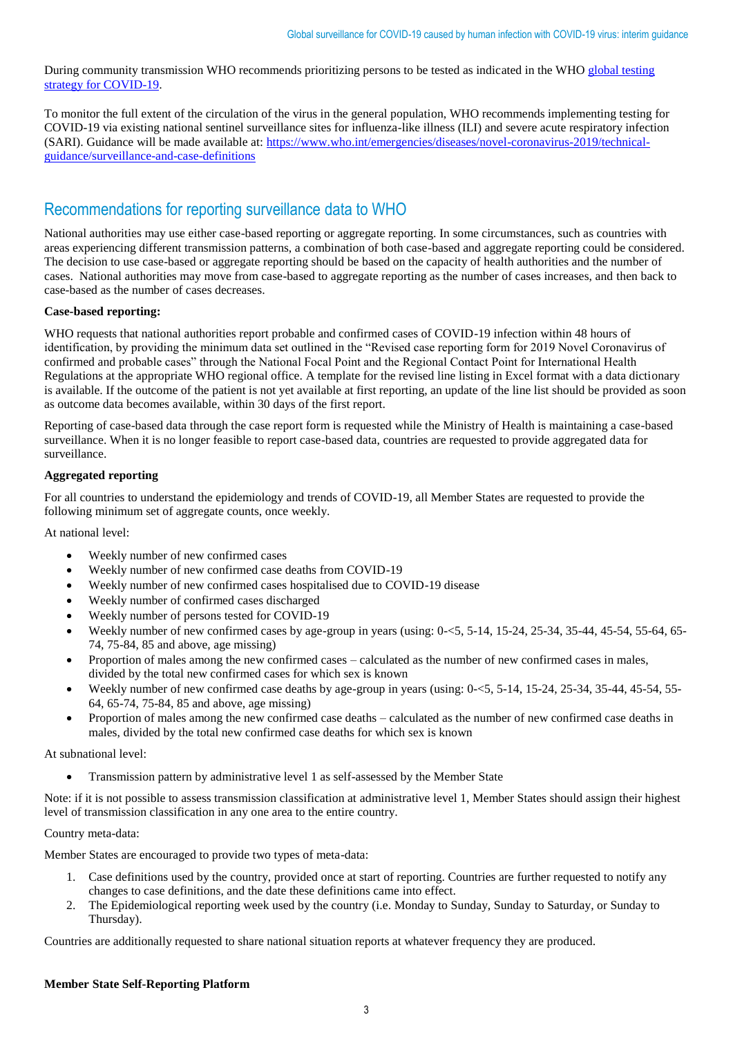During community transmission WHO recommends prioritizing persons to be tested as indicated in the WHO [global testing strategy for COVID-19](#).

To monitor the full extent of the circulation of the virus in the general population, WHO recommends implementing testing for COVID-19 via existing national sentinel surveillance sites for influenza-like illness (ILI) and severe acute respiratory infection (SARI). Guidance will be made available at: https://www.who.int/emergencies/diseases/novel-coronavirus-2019/technical-guidance/surveillance-and-case-definitions

## Recommendations for reporting surveillance data to WHO

National authorities may use either case-based reporting or aggregate reporting. In some circumstances, such as countries with areas experiencing different transmission patterns, a combination of both case-based and aggregate reporting could be considered. The decision to use case-based or aggregate reporting should be based on the capacity of health authorities and the number of cases. National authorities may move from case-based to aggregate reporting as the number of cases increases, and then back to case-based as the number of cases decreases.

**Case-based reporting:**

WHO requests that national authorities report probable and confirmed cases of COVID-19 infection within 48 hours of identification, by providing the minimum data set outlined in the "Revised case reporting form for 2019 Novel Coronavirus of confirmed and probable cases" through the National Focal Point and the Regional Contact Point for International Health Regulations at the appropriate WHO regional office. A template for the revised line listing in Excel format with a data dictionary is available. If the outcome of the patient is not yet available at first reporting, an update of the line list should be provided as soon as outcome data becomes available, within 30 days of the first report.

Reporting of case-based data through the case report form is requested while the Ministry of Health is maintaining a case-based surveillance. When it is no longer feasible to report case-based data, countries are requested to provide aggregated data for surveillance.

**Aggregated reporting**

For all countries to understand the epidemiology and trends of COVID-19, all Member States are requested to provide the following minimum set of aggregate counts, once weekly.

At national level:

- Weekly number of new confirmed cases
- Weekly number of new confirmed case deaths from COVID-19
- Weekly number of new confirmed cases hospitalised due to COVID-19 disease
- Weekly number of confirmed cases discharged
- Weekly number of persons tested for COVID-19
- Weekly number of new confirmed cases by age-group in years (using: 0-<5, 5-14, 15-24, 25-34, 35-44, 45-54, 55-64, 65-74, 75-84, 85 and above, age missing)
- Proportion of males among the new confirmed cases – calculated as the number of new confirmed cases in males, divided by the total new confirmed cases for which sex is known
- Weekly number of new confirmed case deaths by age-group in years (using: 0-<5, 5-14, 15-24, 25-34, 35-44, 45-54, 55-64, 65-74, 75-84, 85 and above, age missing)
- Proportion of males among the new confirmed case deaths – calculated as the number of new confirmed case deaths in males, divided by the total new confirmed case deaths for which sex is known

At subnational level:

- Transmission pattern by administrative level 1 as self-assessed by the Member State

Note: if it is not possible to assess transmission classification at administrative level 1, Member States should assign their highest level of transmission classification in any one area to the entire country.

Country meta-data:

Member States are encouraged to provide two types of meta-data:

1. Case definitions used by the country, provided once at start of reporting. Countries are further requested to notify any changes to case definitions, and the date these definitions came into effect.
2. The Epidemiological reporting week used by the country (i.e. Monday to Sunday, Sunday to Saturday, or Sunday to Thursday).

Countries are additionally requested to share national situation reports at whatever frequency they are produced.

**Member State Self-Reporting Platform**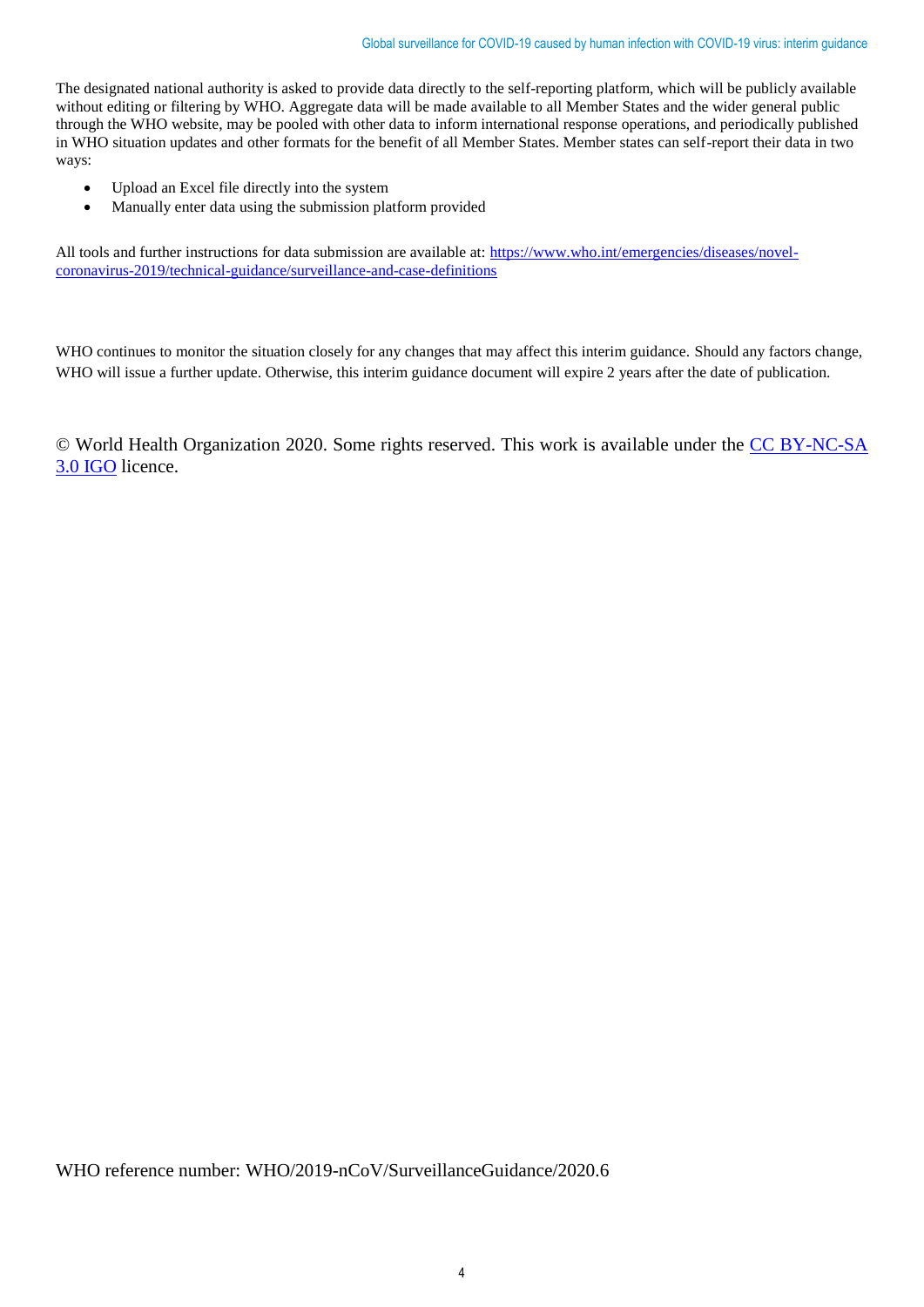The designated national authority is asked to provide data directly to the self-reporting platform, which will be publicly available without editing or filtering by WHO. Aggregate data will be made available to all Member States and the wider general public through the WHO website, may be pooled with other data to inform international response operations, and periodically published in WHO situation updates and other formats for the benefit of all Member States. Member states can self-report their data in two ways:

- Upload an Excel file directly into the system
- Manually enter data using the submission platform provided

All tools and further instructions for data submission are available at: [https://www.who.int/emergencies/diseases/novel-coronavirus-2019/technical-guidance/surveillance-and-case-definitions](https://www.who.int/emergencies/diseases/novel-coronavirus-2019/technical-guidance/surveillance-and-case-definitions)

WHO continues to monitor the situation closely for any changes that may affect this interim guidance. Should any factors change, WHO will issue a further update. Otherwise, this interim guidance document will expire 2 years after the date of publication.

© World Health Organization 2020. Some rights reserved. This work is available under the [CC BY-NC-SA 3.0 IGO](https://creativecommons.org/licenses/by-nc-sa/3.0/igo) licence.

WHO reference number: WHO/2019-nCoV/SurveillanceGuidance/2020.6